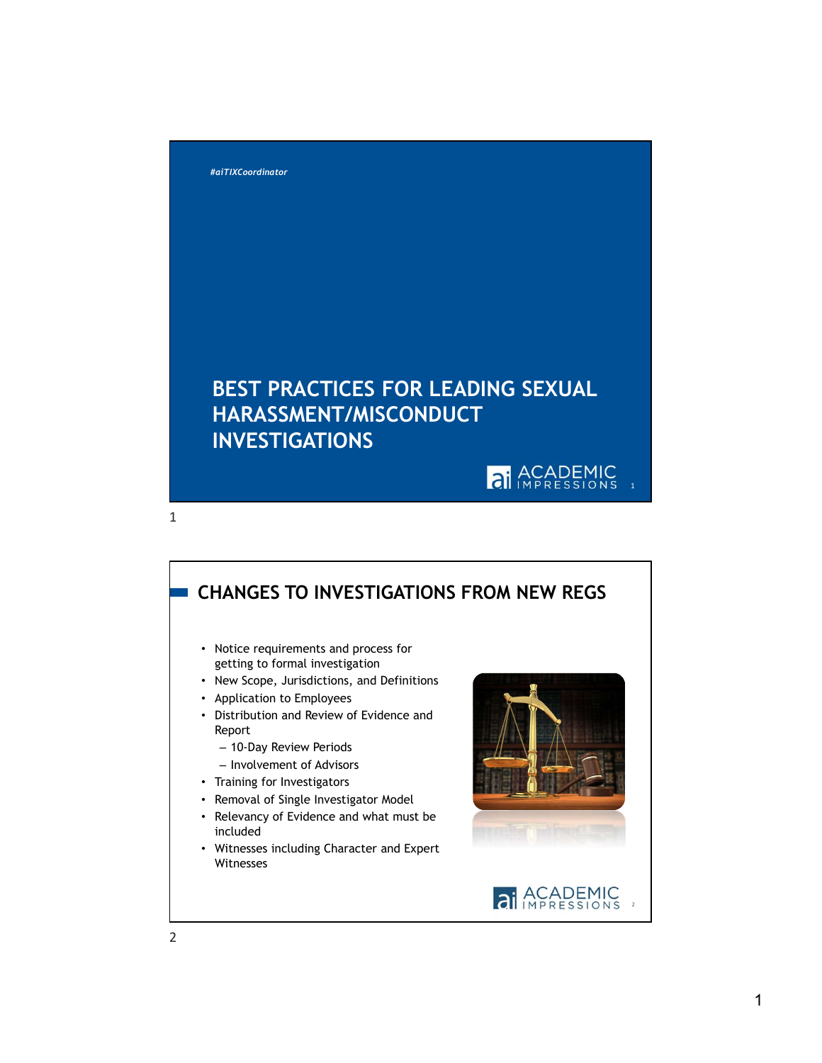#aiTIXCoordinator

# BEST PRACTICES FOR LEADING SEXUAL HARASSMENT/MISCONDUCT INVESTIGATIONS

## CHANGES TO INVESTIGATIONS FROM NEW REGS

- Notice requirements and process for getting to formal investigation
- New Scope, Jurisdictions, and Definitions
- Application to Employees
- Distribution and Review of Evidence and Report
  - 10-Day Review Periods
  - Involvement of Advisors
- Training for Investigators
- Removal of Single Investigator Model
- Relevancy of Evidence and what must be included
- Witnesses including Character and Expert Witnesses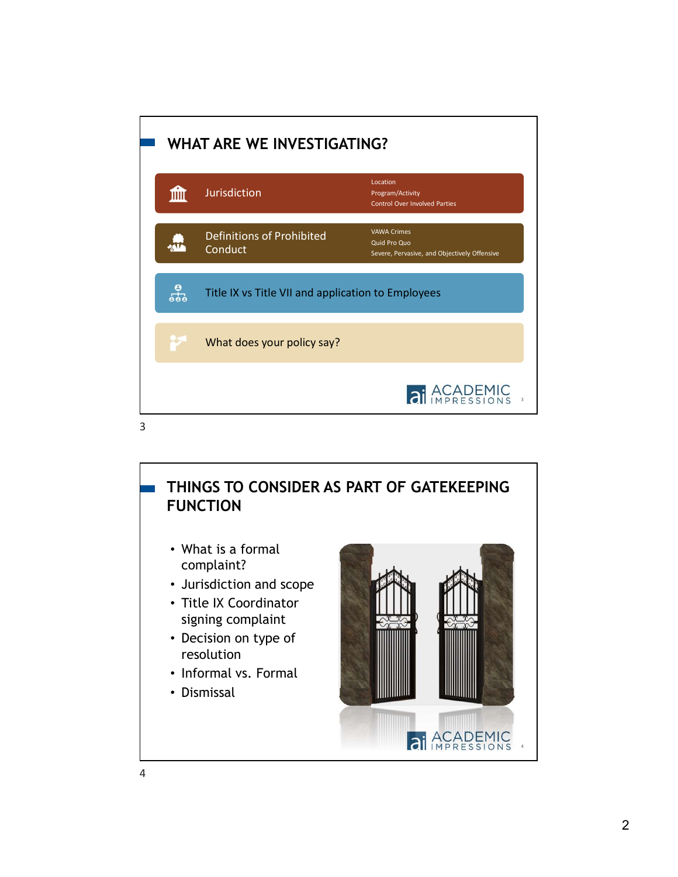## WHAT ARE WE INVESTIGATING?

- **Jurisdiction**
  - Location
  - Program/Activity
  - Control Over Involved Parties
- **Definitions of Prohibited Conduct**
  - VAWA Crimes
  - Quid Pro Quo
  - Severe, Pervasive, and Objectively Offensive
- **Title IX vs Title VII and application to Employees**
- **What does your policy say?**

## THINGS TO CONSIDER AS PART OF GATEKEEPING FUNCTION

- What is a formal complaint?
- Jurisdiction and scope
- Title IX Coordinator signing complaint
- Decision on type of resolution
- Informal vs. Formal
- Dismissal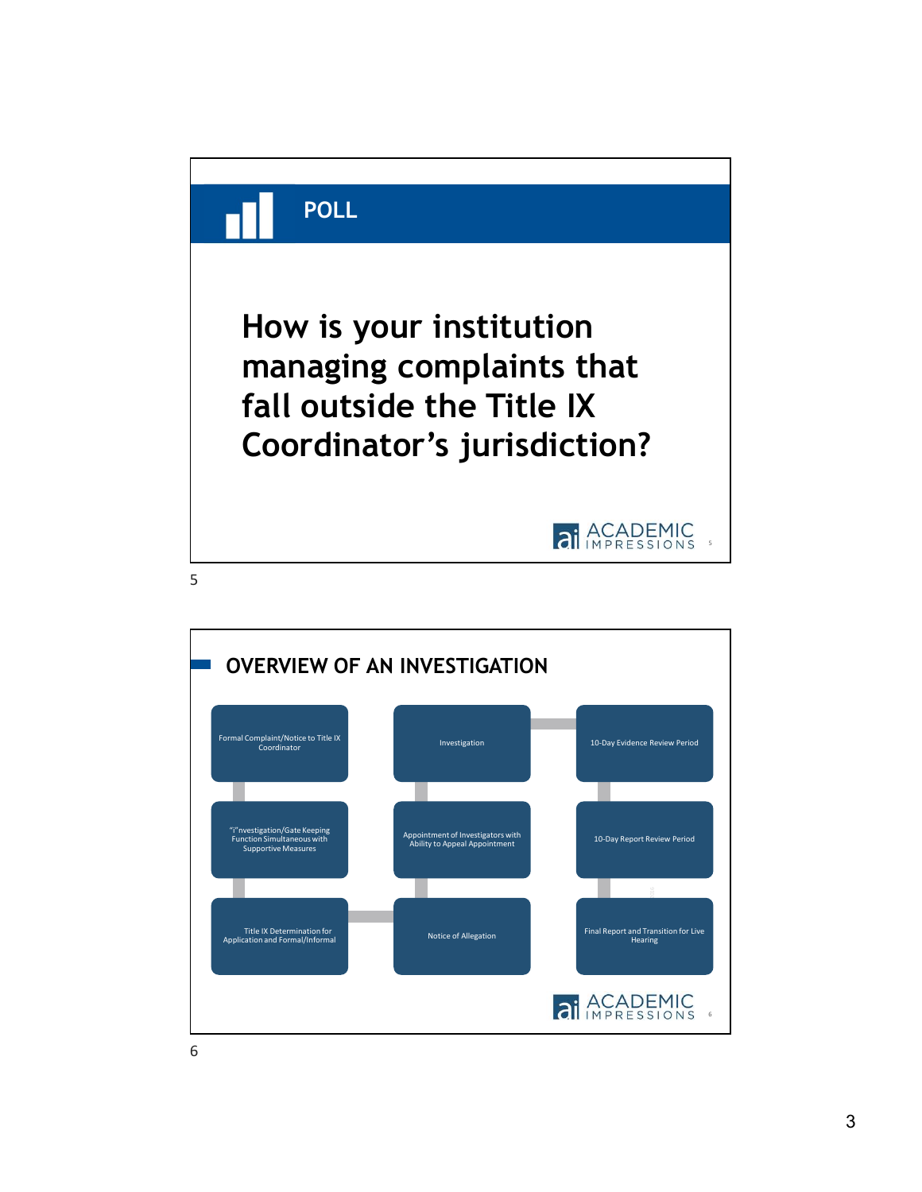## POLL

**How is your institution managing complaints that fall outside the Title IX Coordinator's jurisdiction?**

## OVERVIEW OF AN INVESTIGATION

- Formal Complaint/Notice to Title IX Coordinator
- "i"nvestigation/Gate Keeping Function Simultaneous with Supportive Measures
- Title IX Determination for Application and Formal/Informal
- Notice of Allegation
- Appointment of Investigators with Ability to Appeal Appointment
- Investigation
- 10-Day Evidence Review Period
- 10-Day Report Review Period
- Final Report and Transition for Live Hearing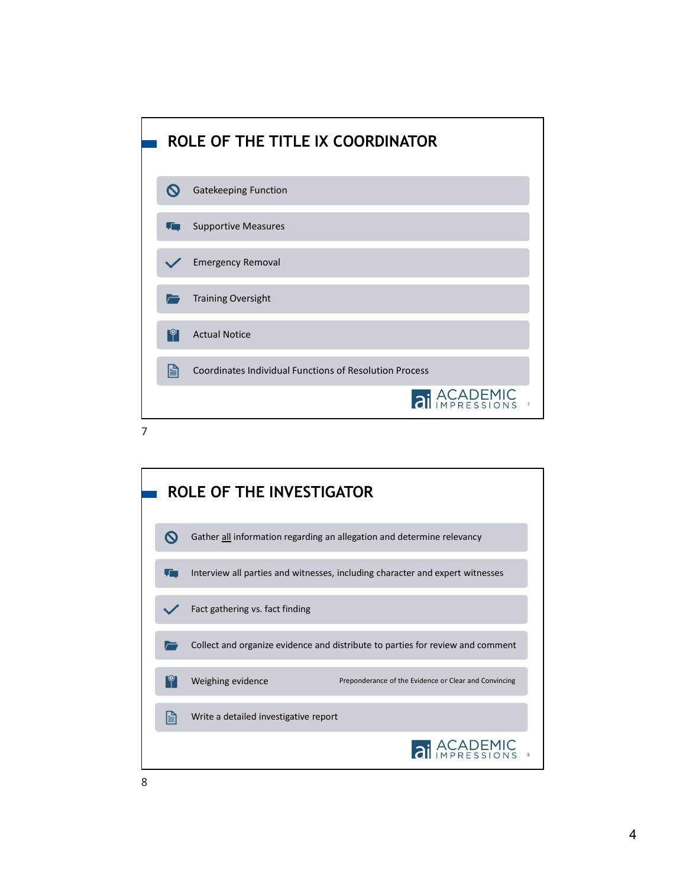## ROLE OF THE TITLE IX COORDINATOR

- Gatekeeping Function
- Supportive Measures
- Emergency Removal
- Training Oversight
- Actual Notice
- Coordinates Individual Functions of Resolution Process

## ROLE OF THE INVESTIGATOR

- Gather all information regarding an allegation and determine relevancy
- Interview all parties and witnesses, including character and expert witnesses
- Fact gathering vs. fact finding
- Collect and organize evidence and distribute to parties for review and comment
- Weighing evidence — Preponderance of the Evidence or Clear and Convincing
- Write a detailed investigative report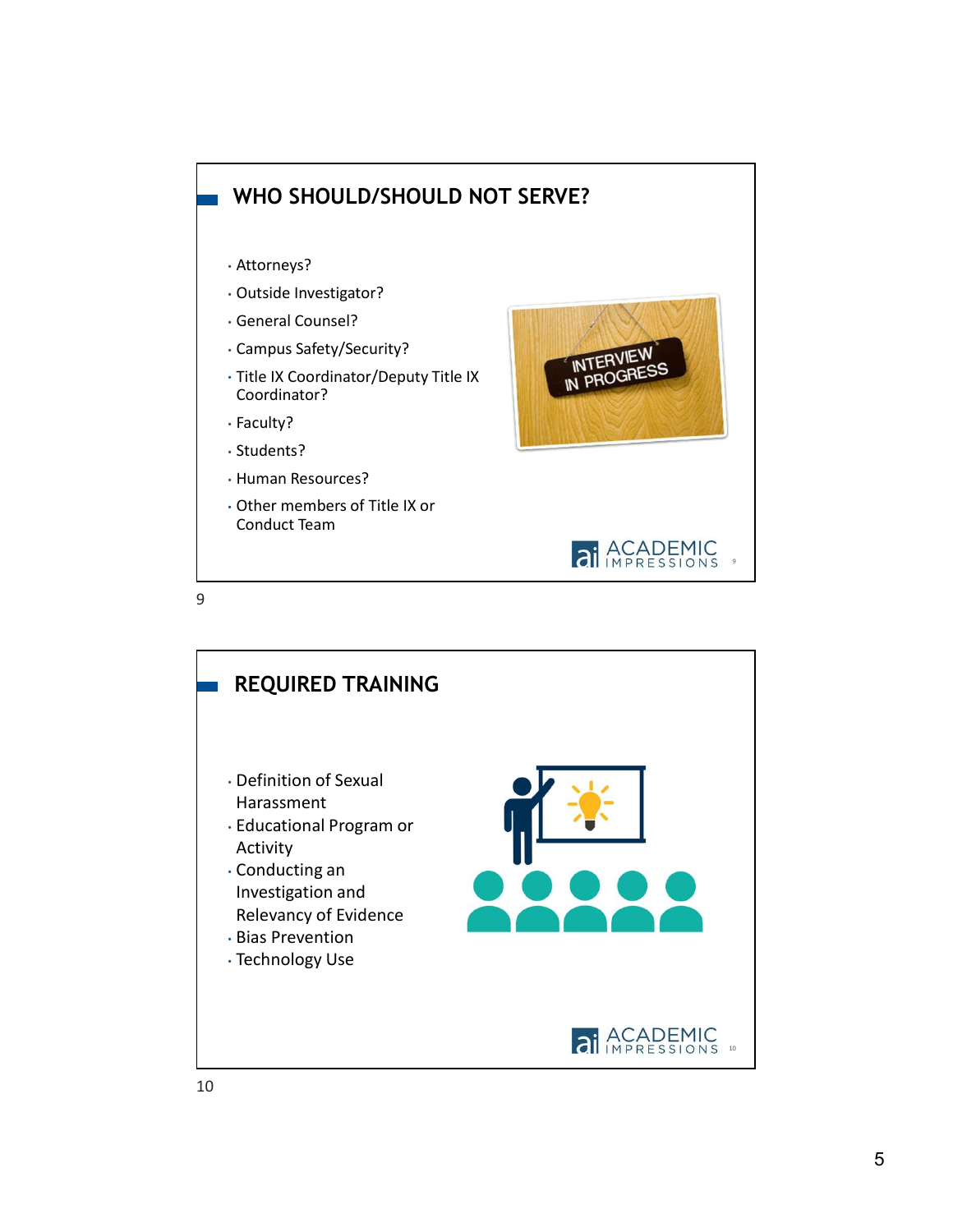## WHO SHOULD/SHOULD NOT SERVE?

- Attorneys?
- Outside Investigator?
- General Counsel?
- Campus Safety/Security?
- Title IX Coordinator/Deputy Title IX Coordinator?
- Faculty?
- Students?
- Human Resources?
- Other members of Title IX or Conduct Team

## REQUIRED TRAINING

- Definition of Sexual Harassment
- Educational Program or Activity
- Conducting an Investigation and Relevancy of Evidence
- Bias Prevention
- Technology Use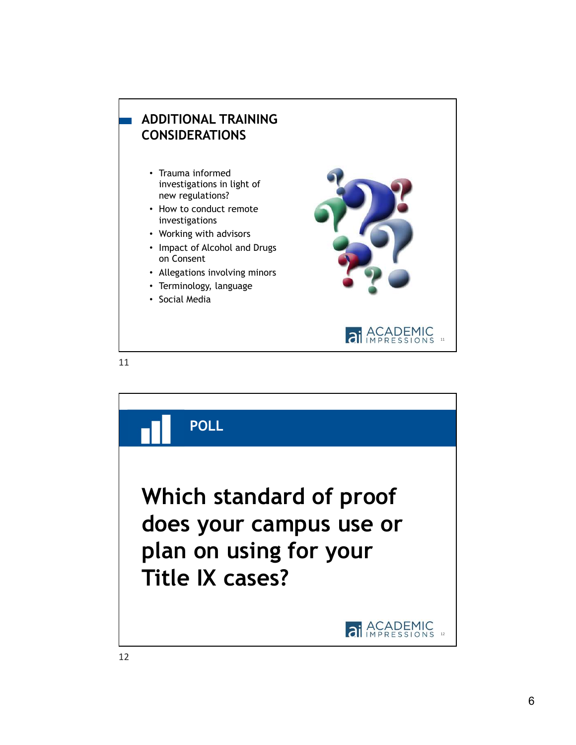## ADDITIONAL TRAINING CONSIDERATIONS

- Trauma informed investigations in light of new regulations?
- How to conduct remote investigations
- Working with advisors
- Impact of Alcohol and Drugs on Consent
- Allegations involving minors
- Terminology, language
- Social Media

## POLL

**Which standard of proof does your campus use or plan on using for your Title IX cases?**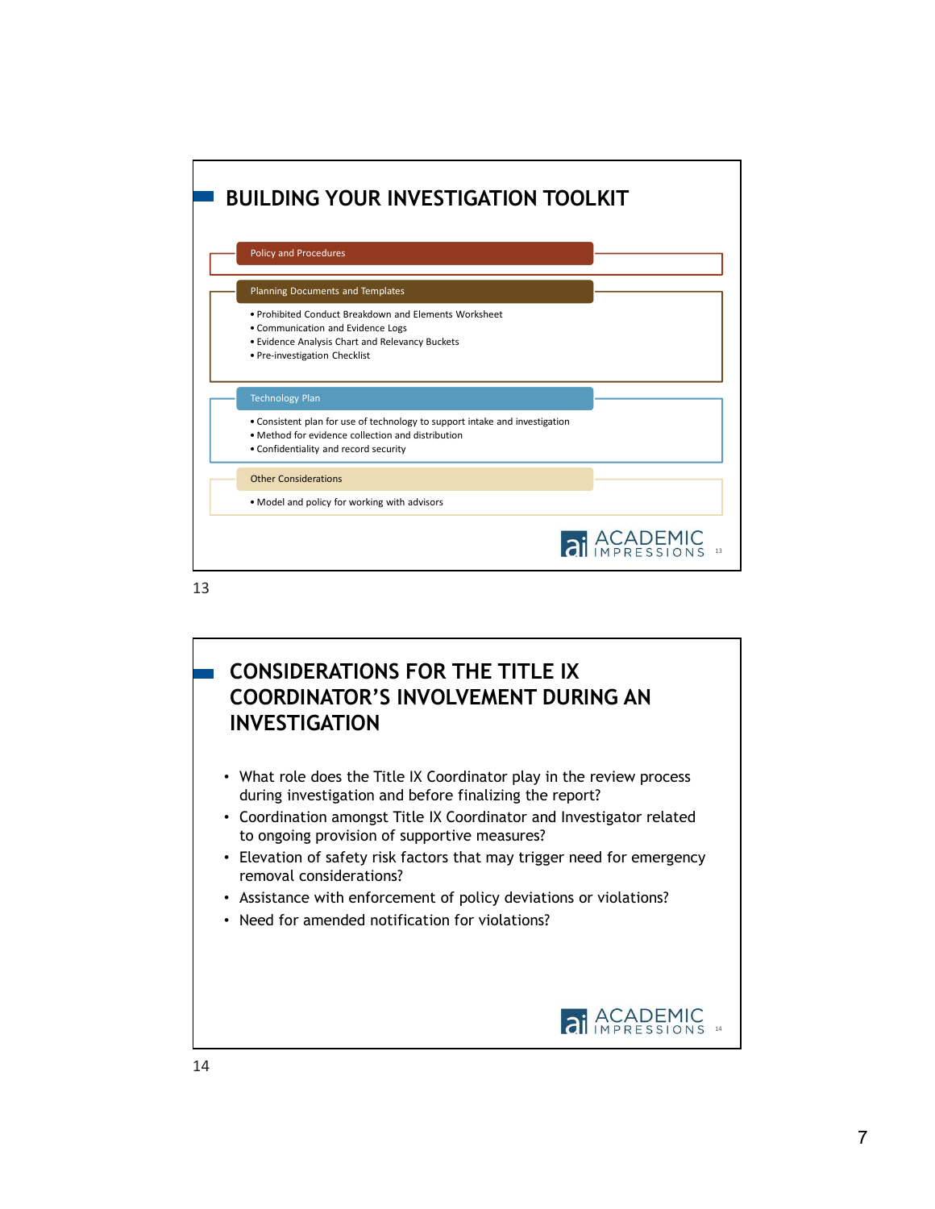## BUILDING YOUR INVESTIGATION TOOLKIT

**Policy and Procedures**

**Planning Documents and Templates**

- Prohibited Conduct Breakdown and Elements Worksheet
- Communication and Evidence Logs
- Evidence Analysis Chart and Relevancy Buckets
- Pre-investigation Checklist

**Technology Plan**

- Consistent plan for use of technology to support intake and investigation
- Method for evidence collection and distribution
- Confidentiality and record security

**Other Considerations**

- Model and policy for working with advisors

## CONSIDERATIONS FOR THE TITLE IX COORDINATOR'S INVOLVEMENT DURING AN INVESTIGATION

- What role does the Title IX Coordinator play in the review process during investigation and before finalizing the report?
- Coordination amongst Title IX Coordinator and Investigator related to ongoing provision of supportive measures?
- Elevation of safety risk factors that may trigger need for emergency removal considerations?
- Assistance with enforcement of policy deviations or violations?
- Need for amended notification for violations?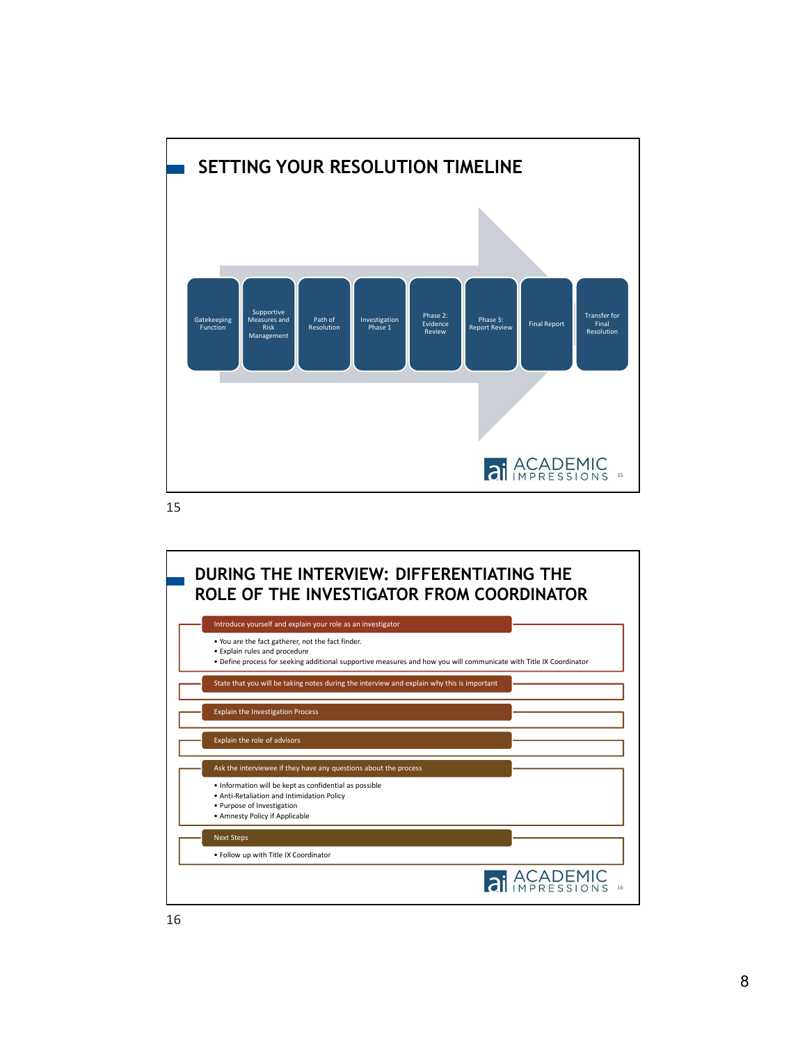## SETTING YOUR RESOLUTION TIMELINE

- Gatekeeping Function
- Supportive Measures and Risk Management
- Path of Resolution
- Investigation Phase 1
- Phase 2: Evidence Review
- Phase 3: Report Review
- Final Report
- Transfer for Final Resolution

## DURING THE INTERVIEW: DIFFERENTIATING THE ROLE OF THE INVESTIGATOR FROM COORDINATOR

**Introduce yourself and explain your role as an investigator**

- You are the fact gatherer, not the fact finder.
- Explain rules and procedure
- Define process for seeking additional supportive measures and how you will communicate with Title IX Coordinator

**State that you will be taking notes during the interview and explain why this is important**

**Explain the Investigation Process**

**Explain the role of advisors**

**Ask the interviewee if they have any questions about the process**

- Information will be kept as confidential as possible
- Anti-Retaliation and Intimidation Policy
- Purpose of Investigation
- Amnesty Policy if Applicable

**Next Steps**

- Follow up with Title IX Coordinator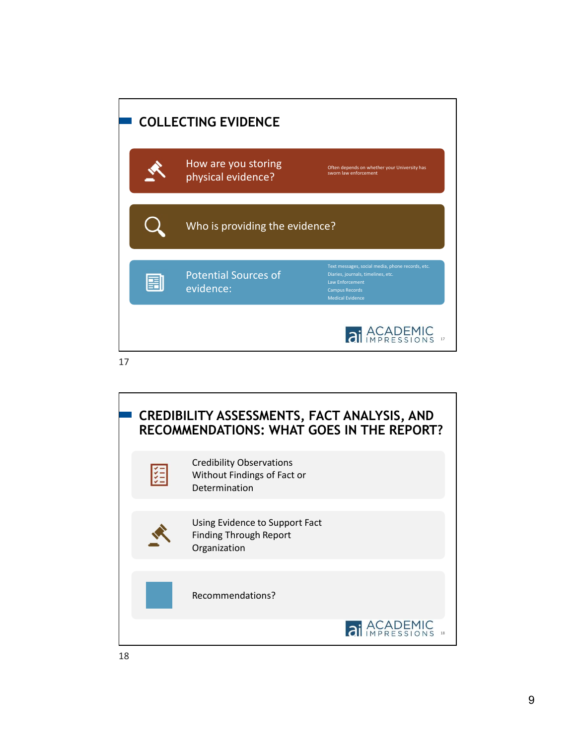## COLLECTING EVIDENCE

**How are you storing physical evidence?**

Often depends on whether your University has sworn law enforcement

**Who is providing the evidence?**

**Potential Sources of evidence:**

- Text messages, social media, phone records, etc.
- Diaries, journals, timelines, etc.
- Law Enforcement
- Campus Records
- Medical Evidence

ACADEMIC IMPRESSIONS

## CREDIBILITY ASSESSMENTS, FACT ANALYSIS, AND RECOMMENDATIONS: WHAT GOES IN THE REPORT?

- Credibility Observations Without Findings of Fact or Determination
- Using Evidence to Support Fact Finding Through Report Organization
- Recommendations?

ACADEMIC IMPRESSIONS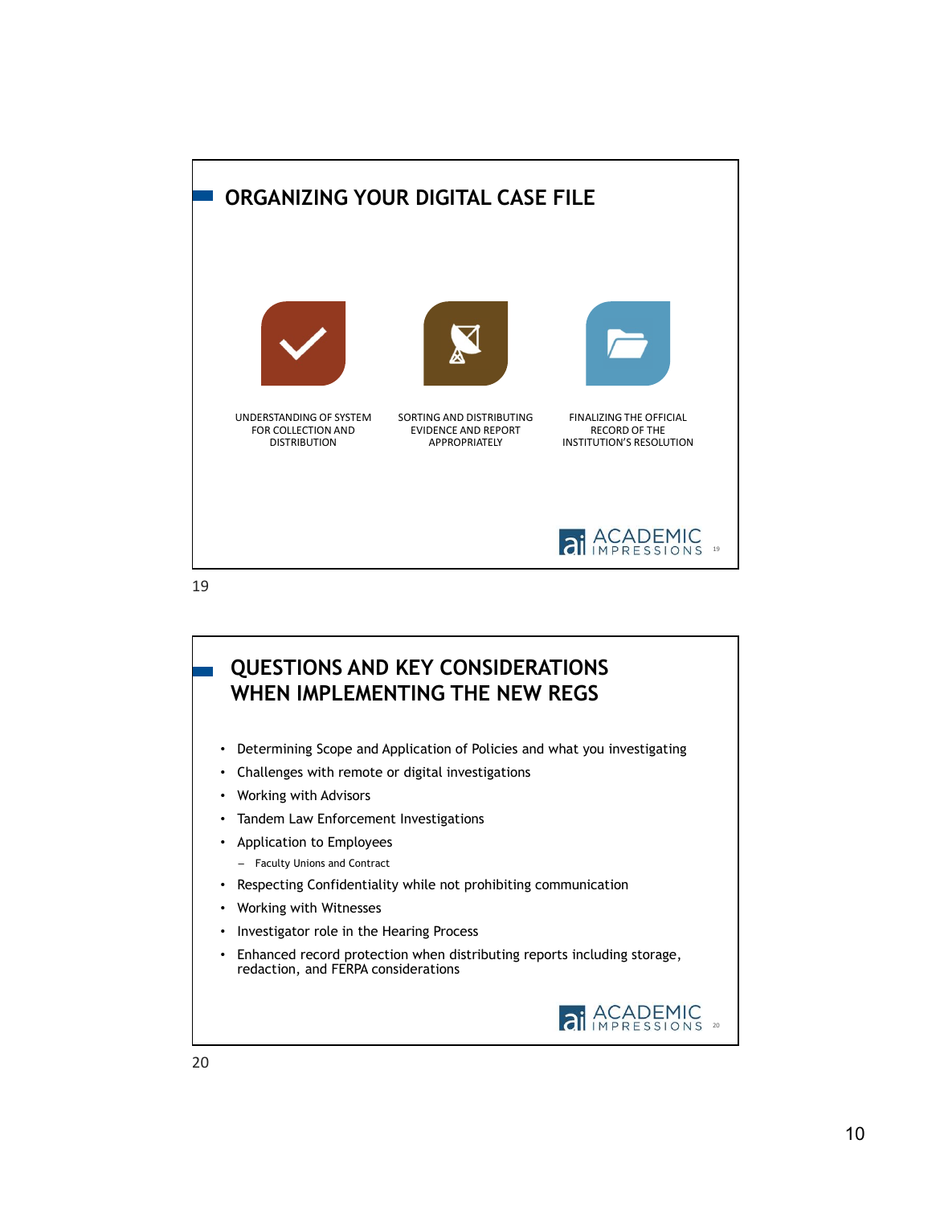## ORGANIZING YOUR DIGITAL CASE FILE

UNDERSTANDING OF SYSTEM FOR COLLECTION AND DISTRIBUTION

SORTING AND DISTRIBUTING EVIDENCE AND REPORT APPROPRIATELY

FINALIZING THE OFFICIAL RECORD OF THE INSTITUTION'S RESOLUTION

## QUESTIONS AND KEY CONSIDERATIONS WHEN IMPLEMENTING THE NEW REGS

- Determining Scope and Application of Policies and what you investigating
- Challenges with remote or digital investigations
- Working with Advisors
- Tandem Law Enforcement Investigations
- Application to Employees
  - Faculty Unions and Contract
- Respecting Confidentiality while not prohibiting communication
- Working with Witnesses
- Investigator role in the Hearing Process
- Enhanced record protection when distributing reports including storage, redaction, and FERPA considerations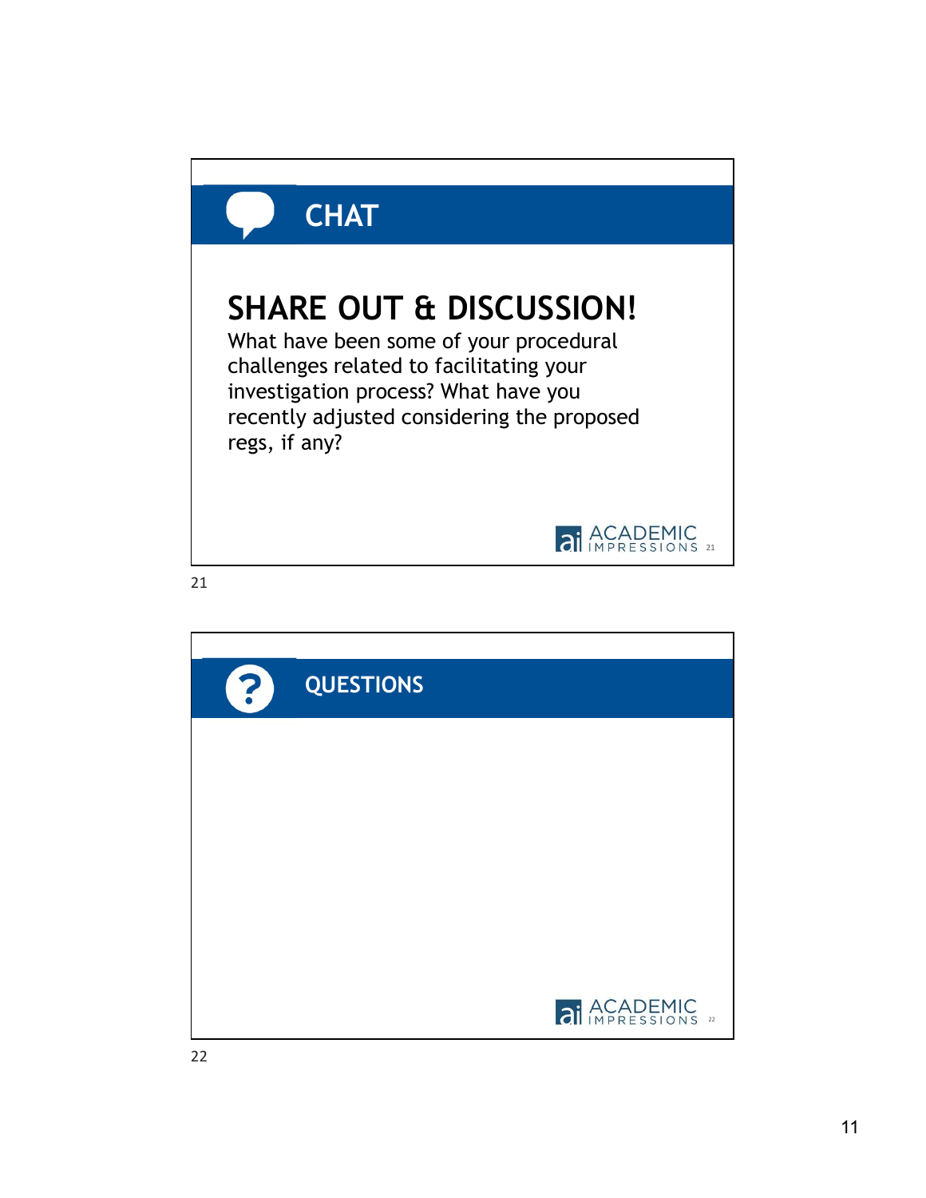## CHAT

# SHARE OUT & DISCUSSION!

What have been some of your procedural challenges related to facilitating your investigation process? What have you recently adjusted considering the proposed regs, if any?

ACADEMIC IMPRESSIONS

## QUESTIONS

ACADEMIC IMPRESSIONS